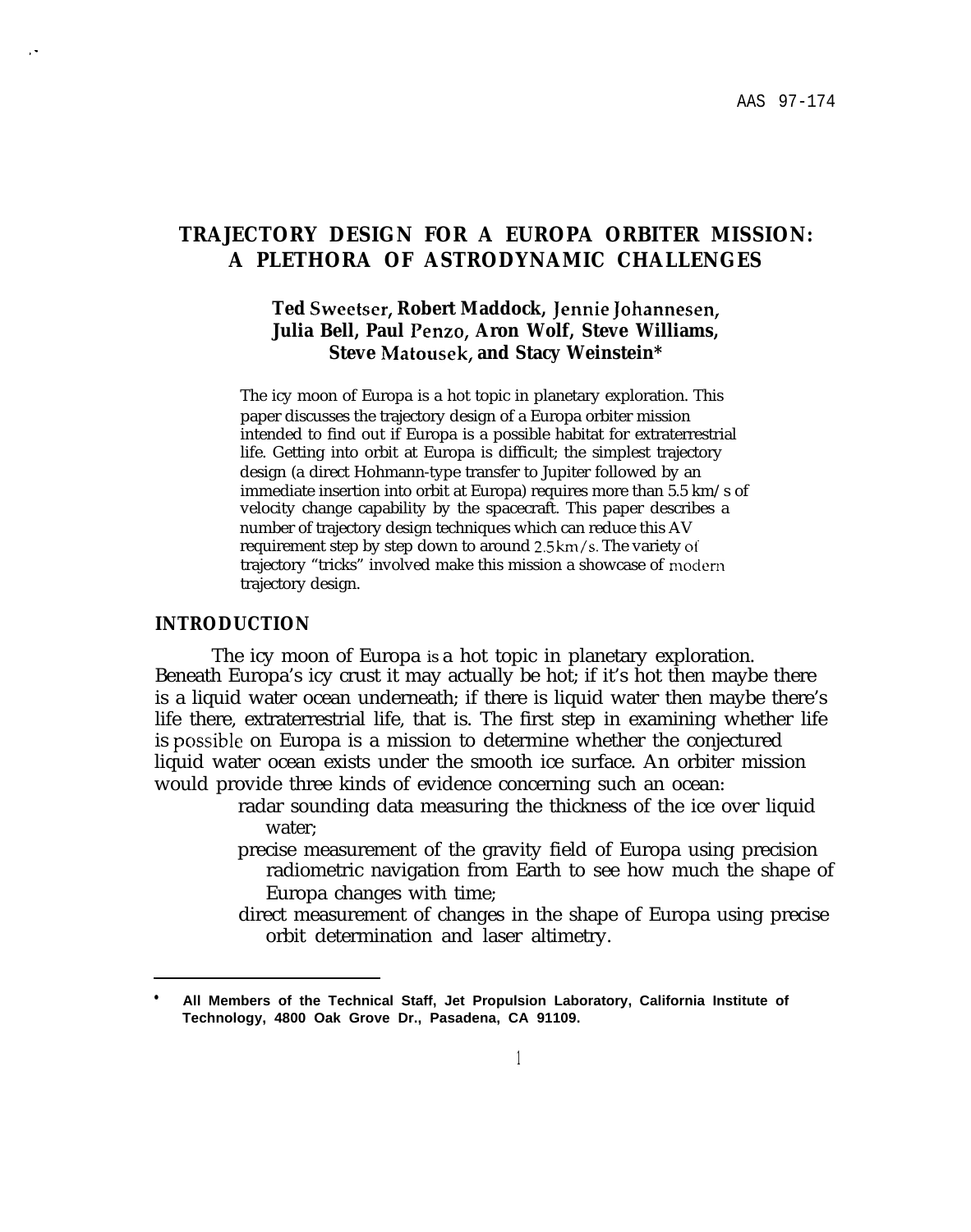AAS 97-174

# TRAJECTORY DESIGN FOR A EUROPA ORBITER MISSION: A PLETHORA OF ASTRODYNAMIC CHALLENGES

**Ted Sweetser, Robert Maddock, Jennie Johannesen, Julia Bell, Paul Penzo, Aron Wolf, Steve Williams, Steve Matousek, and Stacy Weinstein***

The icy moon of Europa is a hot topic in planetary exploration. This paper discusses the trajectory design of a Europa orbiter mission intended to find out if Europa is a possible habitat for extraterrestrial life. Getting into orbit at Europa is difficult; the simplest trajectory design (a direct Hohmann-type transfer to Jupiter followed by an immediate insertion into orbit at Europa) requires more than 5.5 km/s of velocity change capability by the spacecraft. This paper describes a number of trajectory design techniques which can reduce this AV requirement step by step down to around 2.5 km/s. The variety of trajectory "tricks" involved make this mission a showcase of modern trajectory design.

## INTRODUCTION

The icy moon of Europa is a hot topic in planetary exploration. Beneath Europa's icy crust it may actually be hot; if it's hot then maybe there is a liquid water ocean underneath; if there is liquid water then maybe there's life there, extraterrestrial life, that is. The first step in examining whether life is possible on Europa is a mission to determine whether the conjectured liquid water ocean exists under the smooth ice surface. An orbiter mission would provide three kinds of evidence concerning such an ocean:

- radar sounding data measuring the thickness of the ice over liquid water;
- precise measurement of the gravity field of Europa using precision radiometric navigation from Earth to see how much the shape of Europa changes with time;
- direct measurement of changes in the shape of Europa using precise orbit determination and laser altimetry.

---

* All Members of the Technical Staff, Jet Propulsion Laboratory, California Institute of Technology, 4800 Oak Grove Dr., Pasadena, CA 91109.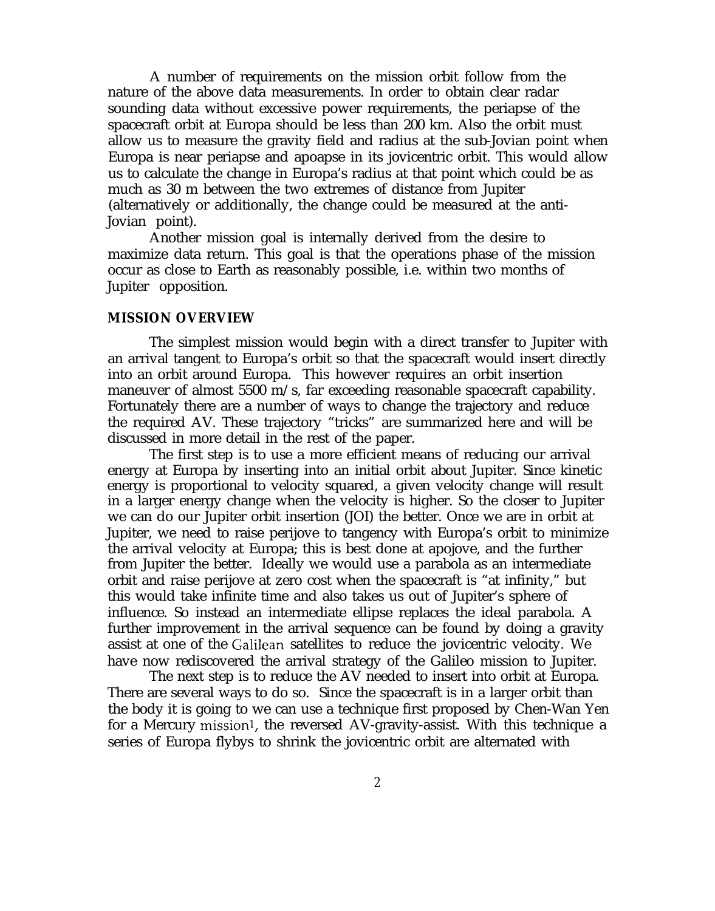A number of requirements on the mission orbit follow from the nature of the above data measurements. In order to obtain clear radar sounding data without excessive power requirements, the periapse of the spacecraft orbit at Europa should be less than 200 km. Also the orbit must allow us to measure the gravity field and radius at the sub-Jovian point when Europa is near periapse and apoapse in its jovicentric orbit. This would allow us to calculate the change in Europa's radius at that point which could be as much as 30 m between the two extremes of distance from Jupiter (alternatively or additionally, the change could be measured at the anti-Jovian point).

Another mission goal is internally derived from the desire to maximize data return. This goal is that the operations phase of the mission occur as close to Earth as reasonably possible, i.e. within two months of Jupiter opposition.

## MISSION OVERVIEW

The simplest mission would begin with a direct transfer to Jupiter with an arrival tangent to Europa's orbit so that the spacecraft would insert directly into an orbit around Europa. This however requires an orbit insertion maneuver of almost 5500 m/s, far exceeding reasonable spacecraft capability. Fortunately there are a number of ways to change the trajectory and reduce the required ΔV. These trajectory "tricks" are summarized here and will be discussed in more detail in the rest of the paper.

The first step is to use a more efficient means of reducing our arrival energy at Europa by inserting into an initial orbit about Jupiter. Since kinetic energy is proportional to velocity squared, a given velocity change will result in a larger energy change when the velocity is higher. So the closer to Jupiter we can do our Jupiter orbit insertion (JOI) the better. Once we are in orbit at Jupiter, we need to raise perijove to tangency with Europa's orbit to minimize the arrival velocity at Europa; this is best done at apojove, and the further from Jupiter the better. Ideally we would use a parabola as an intermediate orbit and raise perijove at zero cost when the spacecraft is "at infinity," but this would take infinite time and also takes us out of Jupiter's sphere of influence. So instead an intermediate ellipse replaces the ideal parabola. A further improvement in the arrival sequence can be found by doing a gravity assist at one of the Galilean satellites to reduce the jovicentric velocity. We have now rediscovered the arrival strategy of the Galileo mission to Jupiter.

The next step is to reduce the ΔV needed to insert into orbit at Europa. There are several ways to do so. Since the spacecraft is in a larger orbit than the body it is going to we can use a technique first proposed by Chen-Wan Yen for a Mercury mission[1], the reversed ΔV-gravity-assist. With this technique a series of Europa flybys to shrink the jovicentric orbit are alternated with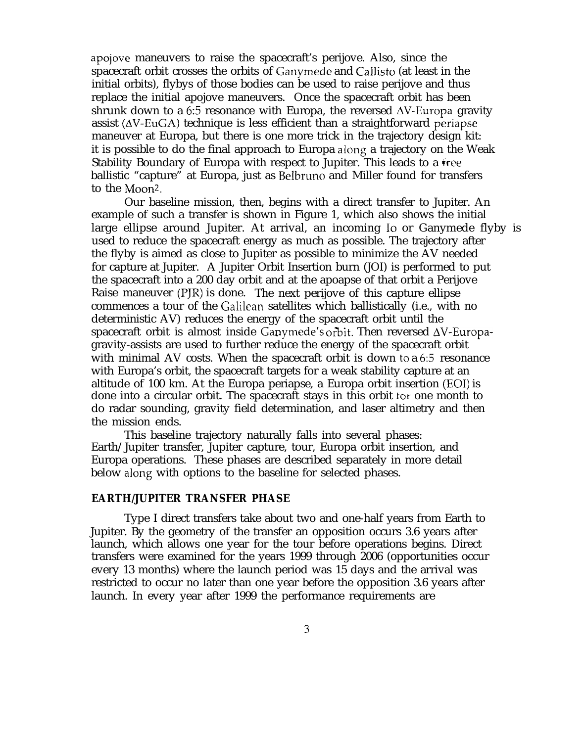apojove maneuvers to raise the spacecraft's perijove. Also, since the spacecraft orbit crosses the orbits of Ganymede and Callisto (at least in the initial orbits), flybys of those bodies can be used to raise perijove and thus replace the initial apojove maneuvers. Once the spacecraft orbit has been shrunk down to a 6:5 resonance with Europa, the reversed $\Delta$V-Europa gravity assist ($\Delta$V-EuGA) technique is less efficient than a straightforward periapse maneuver at Europa, but there is one more trick in the trajectory design kit: it is possible to do the final approach to Europa along a trajectory on the Weak Stability Boundary of Europa with respect to Jupiter. This leads to a free ballistic "capture" at Europa, just as Belbruno and Miller found for transfers to the Moon[2].

Our baseline mission, then, begins with a direct transfer to Jupiter. An example of such a transfer is shown in Figure 1, which also shows the initial large ellipse around Jupiter. At arrival, an incoming Io or Ganymede flyby is used to reduce the spacecraft energy as much as possible. The trajectory after the flyby is aimed as close to Jupiter as possible to minimize the AV needed for capture at Jupiter. A Jupiter Orbit Insertion burn (JOI) is performed to put the spacecraft into a 200 day orbit and at the apoapse of that orbit a Perijove Raise maneuver (PJR) is done. The next perijove of this capture ellipse commences a tour of the Galilean satellites which ballistically (i.e., with no deterministic AV) reduces the energy of the spacecraft orbit until the spacecraft orbit is almost inside Ganymede's orbit. Then reversed $\Delta$V-Europa-gravity-assists are used to further reduce the energy of the spacecraft orbit with minimal AV costs. When the spacecraft orbit is down to a 6:5 resonance with Europa's orbit, the spacecraft targets for a weak stability capture at an altitude of 100 km. At the Europa periapse, a Europa orbit insertion (EOI) is done into a circular orbit. The spacecraft stays in this orbit for one month to do radar sounding, gravity field determination, and laser altimetry and then the mission ends.

This baseline trajectory naturally falls into several phases: Earth/Jupiter transfer, Jupiter capture, tour, Europa orbit insertion, and Europa operations. These phases are described separately in more detail below along with options to the baseline for selected phases.

## EARTH/JUPITER TRANSFER PHASE

Type I direct transfers take about two and one-half years from Earth to Jupiter. By the geometry of the transfer an opposition occurs 3.6 years after launch, which allows one year for the tour before operations begins. Direct transfers were examined for the years 1999 through 2006 (opportunities occur every 13 months) where the launch period was 15 days and the arrival was restricted to occur no later than one year before the opposition 3.6 years after launch. In every year after 1999 the performance requirements are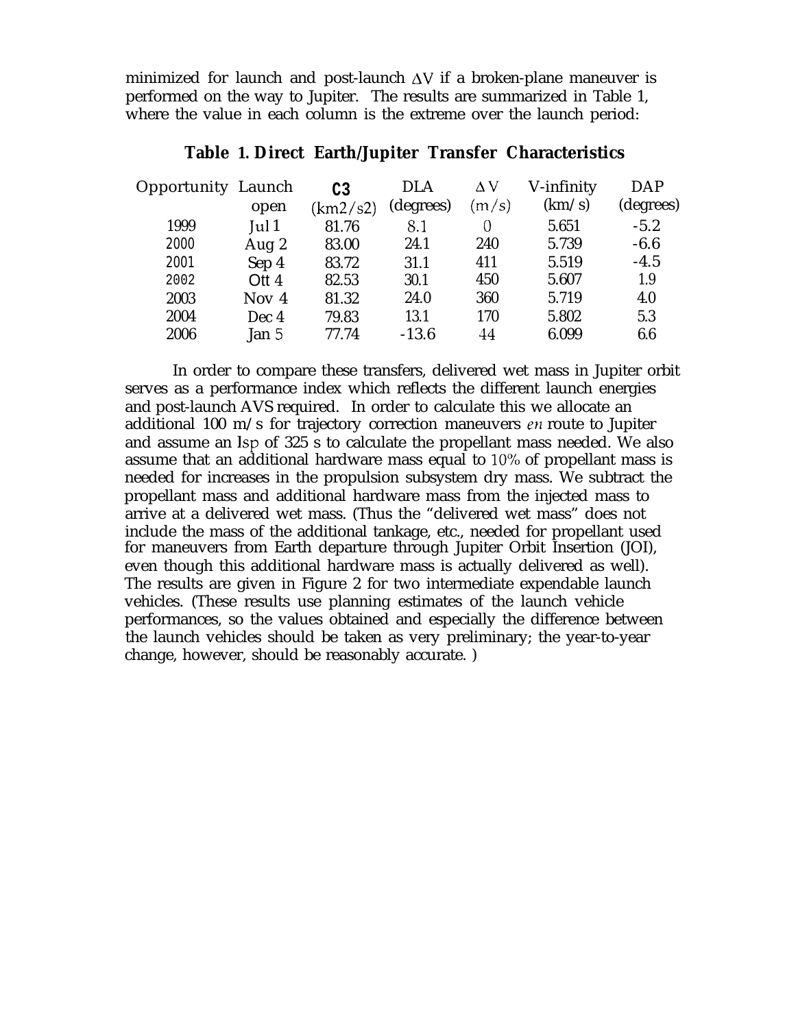minimized for launch and post-launch $\Delta V$ if a broken-plane maneuver is performed on the way to Jupiter. The results are summarized in Table 1, where the value in each column is the extreme over the launch period:

**Table 1. Direct Earth/Jupiter Transfer Characteristics**

| Opportunity | Launch open | C3 (km2/s2) | DLA (degrees) | $\Delta V$ (m/s) | V-infinity (km/s) | DAP (degrees) |
|---|---|---|---|---|---|---|
| 1999 | Jul 1 | 81.76 | 8.1 | 0 | 5.651 | -5.2 |
| 2000 | Aug 2 | 83.00 | 24.1 | 240 | 5.739 | -6.6 |
| 2001 | Sep 4 | 83.72 | 31.1 | 411 | 5.519 | -4.5 |
| 2002 | Ott 4 | 82.53 | 30.1 | 450 | 5.607 | 1.9 |
| 2003 | Nov 4 | 81.32 | 24.0 | 360 | 5.719 | 4.0 |
| 2004 | Dec 4 | 79.83 | 13.1 | 170 | 5.802 | 5.3 |
| 2006 | Jan 5 | 77.74 | -13.6 | 44 | 6.099 | 6.6 |

In order to compare these transfers, delivered wet mass in Jupiter orbit serves as a performance index which reflects the different launch energies and post-launch AVS required. In order to calculate this we allocate an additional 100 m/s for trajectory correction maneuvers *en* route to Jupiter and assume an Isp of 325 s to calculate the propellant mass needed. We also assume that an additional hardware mass equal to 10% of propellant mass is needed for increases in the propulsion subsystem dry mass. We subtract the propellant mass and additional hardware mass from the injected mass to arrive at a delivered wet mass. (Thus the "delivered wet mass" does not include the mass of the additional tankage, etc., needed for propellant used for maneuvers from Earth departure through Jupiter Orbit Insertion (JOI), even though this additional hardware mass is actually delivered as well). The results are given in Figure 2 for two intermediate expendable launch vehicles. (These results use planning estimates of the launch vehicle performances, so the values obtained and especially the difference between the launch vehicles should be taken as very preliminary; the year-to-year change, however, should be reasonably accurate. )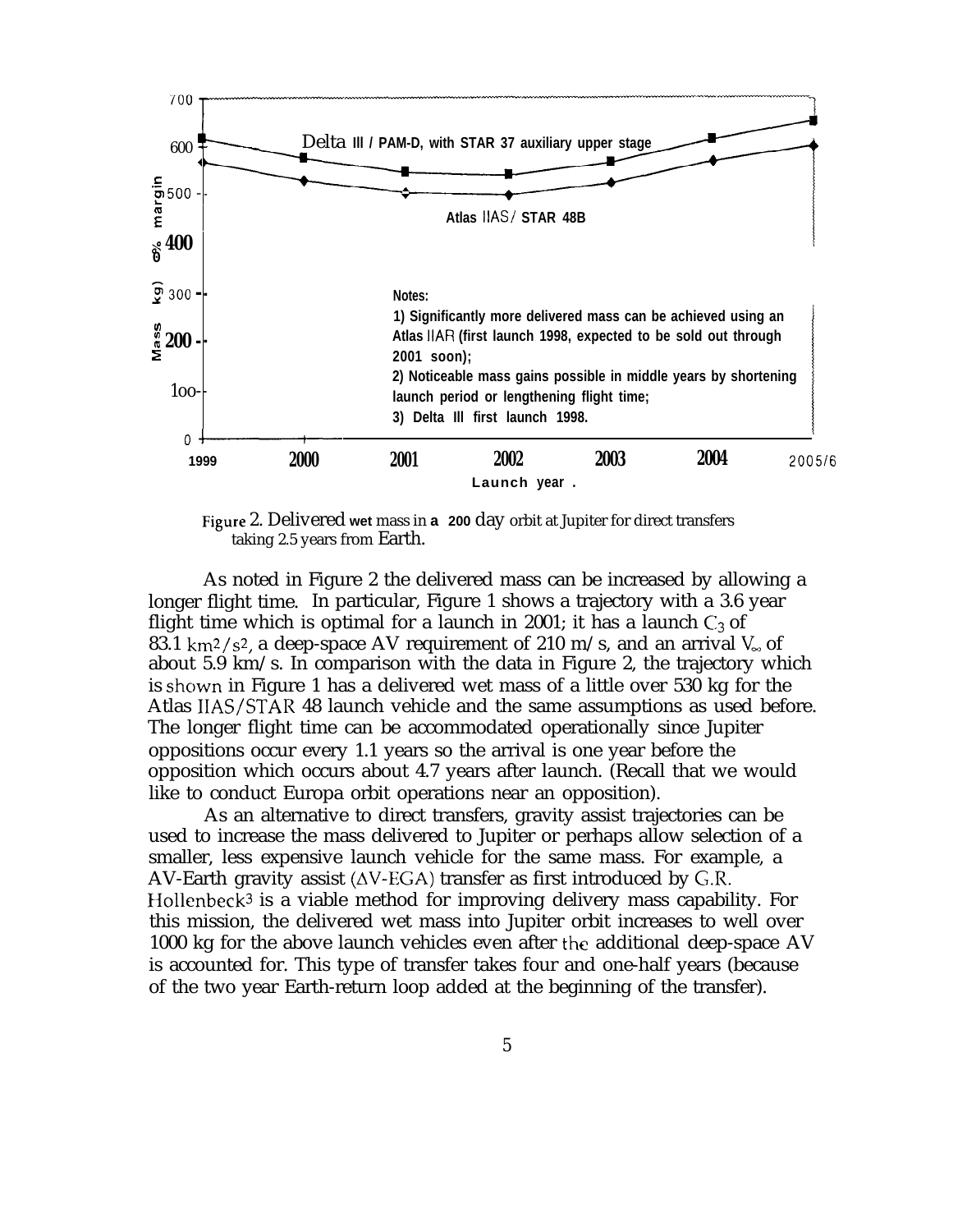Figure 2. Delivered wet mass in a 200 day orbit at Jupiter for direct transfers taking 2.5 years from Earth.

As noted in Figure 2 the delivered mass can be increased by allowing a longer flight time. In particular, Figure 1 shows a trajectory with a 3.6 year flight time which is optimal for a launch in 2001; it has a launch $C_3$ of 83.1 $km^2/s^2$, a deep-space ΔV requirement of 210 m/s, and an arrival $V_\infty$ of about 5.9 km/s. In comparison with the data in Figure 2, the trajectory which is shown in Figure 1 has a delivered wet mass of a little over 530 kg for the Atlas IIAS/STAR 48 launch vehicle and the same assumptions as used before. The longer flight time can be accommodated operationally since Jupiter oppositions occur every 1.1 years so the arrival is one year before the opposition which occurs about 4.7 years after launch. (Recall that we would like to conduct Europa orbit operations near an opposition).

As an alternative to direct transfers, gravity assist trajectories can be used to increase the mass delivered to Jupiter or perhaps allow selection of a smaller, less expensive launch vehicle for the same mass. For example, a ΔV-Earth gravity assist (ΔV-EGA) transfer as first introduced by G.R. Hollenbeck[3] is a viable method for improving delivery mass capability. For this mission, the delivered wet mass into Jupiter orbit increases to well over 1000 kg for the above launch vehicles even after the additional deep-space ΔV is accounted for. This type of transfer takes four and one-half years (because of the two year Earth-return loop added at the beginning of the transfer).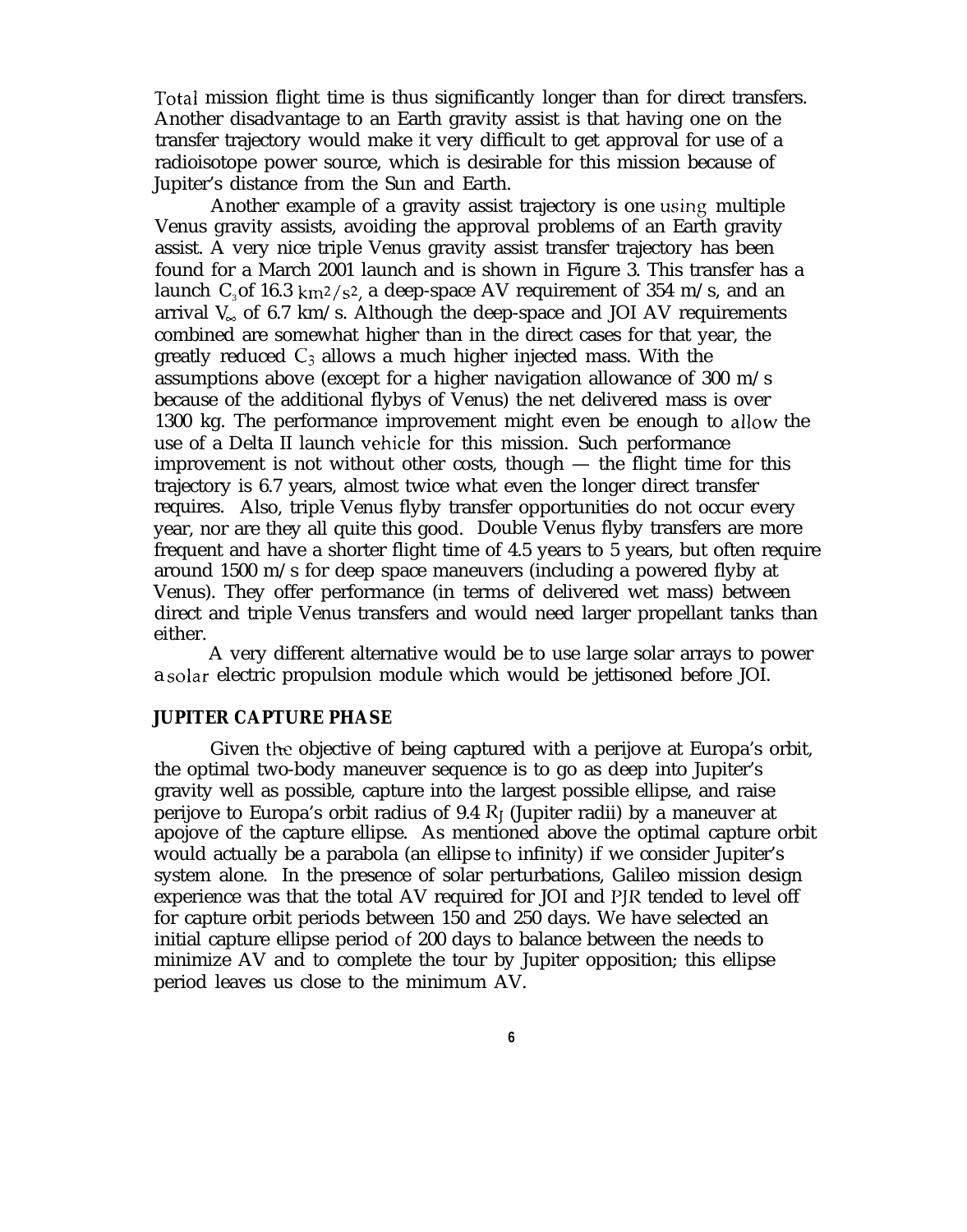Total mission flight time is thus significantly longer than for direct transfers. Another disadvantage to an Earth gravity assist is that having one on the transfer trajectory would make it very difficult to get approval for use of a radioisotope power source, which is desirable for this mission because of Jupiter's distance from the Sun and Earth.

Another example of a gravity assist trajectory is one using multiple Venus gravity assists, avoiding the approval problems of an Earth gravity assist. A very nice triple Venus gravity assist transfer trajectory has been found for a March 2001 launch and is shown in Figure 3. This transfer has a launch $C_3$ of 16.3 $km^2/s^2$, a deep-space AV requirement of 354 m/s, and an arrival $V_\infty$ of 6.7 km/s. Although the deep-space and JOI AV requirements combined are somewhat higher than in the direct cases for that year, the greatly reduced $C_3$ allows a much higher injected mass. With the assumptions above (except for a higher navigation allowance of 300 m/s because of the additional flybys of Venus) the net delivered mass is over 1300 kg. The performance improvement might even be enough to allow the use of a Delta II launch vehicle for this mission. Such performance improvement is not without other costs, though — the flight time for this trajectory is 6.7 years, almost twice what even the longer direct transfer requires. Also, triple Venus flyby transfer opportunities do not occur every year, nor are they all quite this good. Double Venus flyby transfers are more frequent and have a shorter flight time of 4.5 years to 5 years, but often require around 1500 m/s for deep space maneuvers (including a powered flyby at Venus). They offer performance (in terms of delivered wet mass) between direct and triple Venus transfers and would need larger propellant tanks than either.

A very different alternative would be to use large solar arrays to power a solar electric propulsion module which would be jettisoned before JOI.

## JUPITER CAPTURE PHASE

Given the objective of being captured with a perijove at Europa's orbit, the optimal two-body maneuver sequence is to go as deep into Jupiter's gravity well as possible, capture into the largest possible ellipse, and raise perijove to Europa's orbit radius of 9.4 $R_J$ (Jupiter radii) by a maneuver at apojove of the capture ellipse. As mentioned above the optimal capture orbit would actually be a parabola (an ellipse to infinity) if we consider Jupiter's system alone. In the presence of solar perturbations, Galileo mission design experience was that the total AV required for JOI and PJR tended to level off for capture orbit periods between 150 and 250 days. We have selected an initial capture ellipse period of 200 days to balance between the needs to minimize AV and to complete the tour by Jupiter opposition; this ellipse period leaves us close to the minimum AV.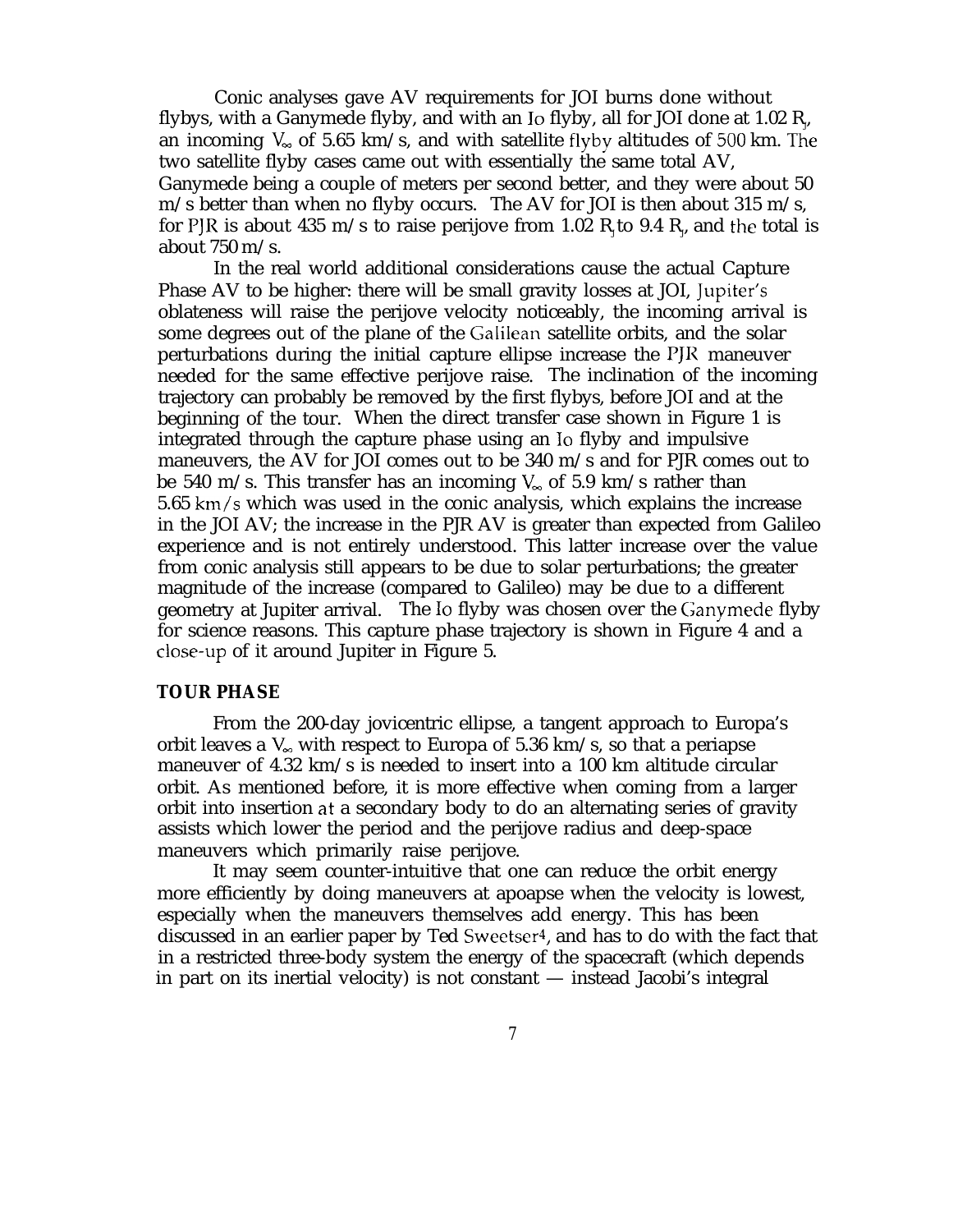Conic analyses gave ΔV requirements for JOI burns done without flybys, with a Ganymede flyby, and with an Io flyby, all for JOI done at 1.02 $R_J$, an incoming $V_\infty$ of 5.65 km/s, and with satellite flyby altitudes of 500 km. The two satellite flyby cases came out with essentially the same total ΔV, Ganymede being a couple of meters per second better, and they were about 50 m/s better than when no flyby occurs. The ΔV for JOI is then about 315 m/s, for PJR is about 435 m/s to raise perijove from 1.02 $R_J$ to 9.4 $R_J$, and the total is about 750 m/s.

In the real world additional considerations cause the actual Capture Phase ΔV to be higher: there will be small gravity losses at JOI, Jupiter's oblateness will raise the perijove velocity noticeably, the incoming arrival is some degrees out of the plane of the Galilean satellite orbits, and the solar perturbations during the initial capture ellipse increase the PJR maneuver needed for the same effective perijove raise. The inclination of the incoming trajectory can probably be removed by the first flybys, before JOI and at the beginning of the tour. When the direct transfer case shown in Figure 1 is integrated through the capture phase using an Io flyby and impulsive maneuvers, the ΔV for JOI comes out to be 340 m/s and for PJR comes out to be 540 m/s. This transfer has an incoming $V_\infty$ of 5.9 km/s rather than 5.65 km/s which was used in the conic analysis, which explains the increase in the JOI ΔV; the increase in the PJR ΔV is greater than expected from Galileo experience and is not entirely understood. This latter increase over the value from conic analysis still appears to be due to solar perturbations; the greater magnitude of the increase (compared to Galileo) may be due to a different geometry at Jupiter arrival. The Io flyby was chosen over the Ganymede flyby for science reasons. This capture phase trajectory is shown in Figure 4 and a close-up of it around Jupiter in Figure 5.

## TOUR PHASE

From the 200-day jovicentric ellipse, a tangent approach to Europa's orbit leaves a $V_\infty$ with respect to Europa of 5.36 km/s, so that a periapse maneuver of 4.32 km/s is needed to insert into a 100 km altitude circular orbit. As mentioned before, it is more effective when coming from a larger orbit into insertion at a secondary body to do an alternating series of gravity assists which lower the period and the perijove radius and deep-space maneuvers which primarily raise perijove.

It may seem counter-intuitive that one can reduce the orbit energy more efficiently by doing maneuvers at apoapse when the velocity is lowest, especially when the maneuvers themselves add energy. This has been discussed in an earlier paper by Ted Sweetser[4], and has to do with the fact that in a restricted three-body system the energy of the spacecraft (which depends in part on its inertial velocity) is not constant — instead Jacobi's integral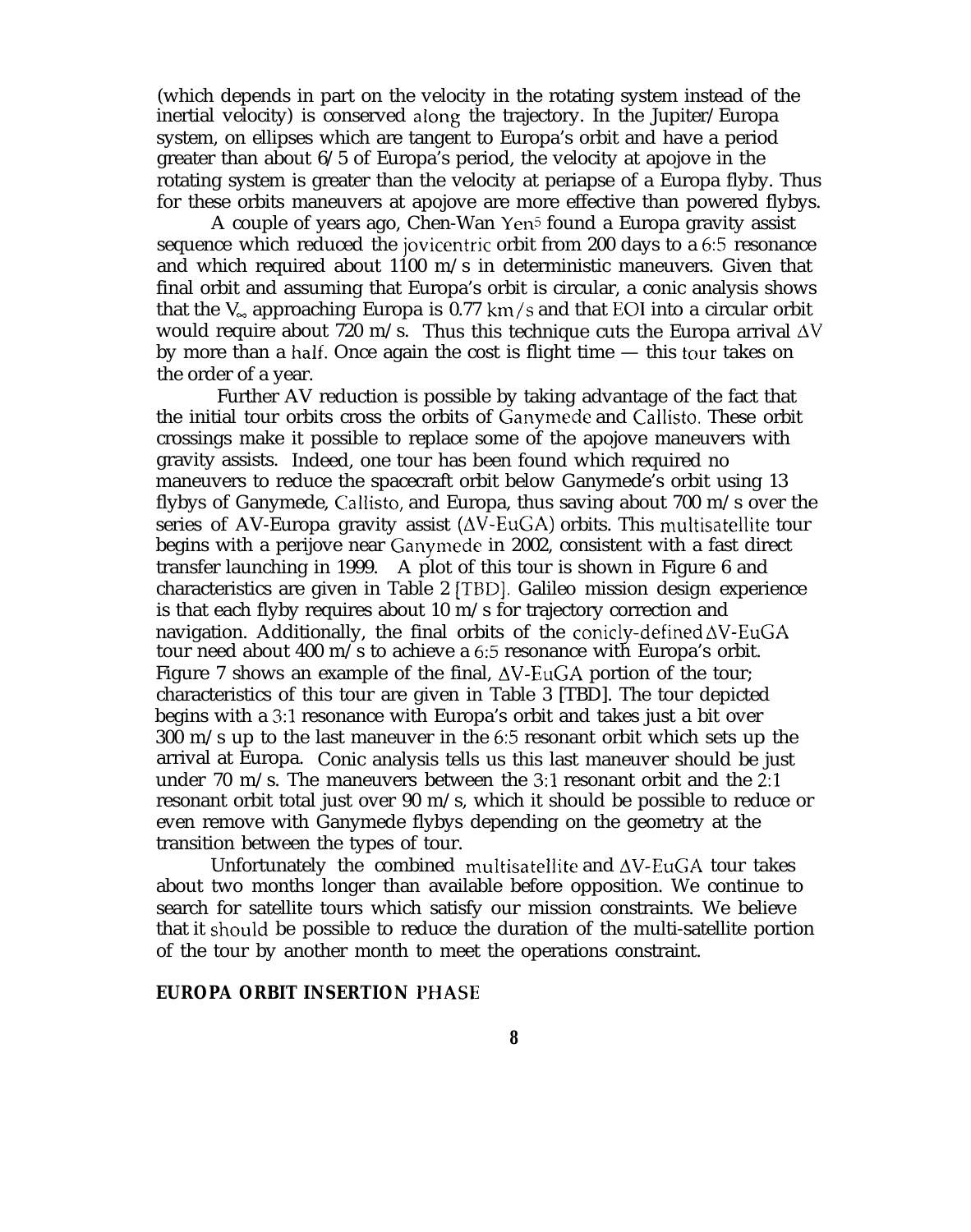(which depends in part on the velocity in the rotating system instead of the inertial velocity) is conserved along the trajectory. In the Jupiter/Europa system, on ellipses which are tangent to Europa's orbit and have a period greater than about 6/5 of Europa's period, the velocity at apojove in the rotating system is greater than the velocity at periapse of a Europa flyby. Thus for these orbits maneuvers at apojove are more effective than powered flybys.

A couple of years ago, Chen-Wan Yen[5] found a Europa gravity assist sequence which reduced the jovicentric orbit from 200 days to a 6:5 resonance and which required about 1100 m/s in deterministic maneuvers. Given that final orbit and assuming that Europa's orbit is circular, a conic analysis shows that the $V_\infty$ approaching Europa is 0.77 km/s and that EOI into a circular orbit would require about 720 m/s. Thus this technique cuts the Europa arrival $\Delta V$ by more than a half. Once again the cost is flight time — this tour takes on the order of a year.

Further AV reduction is possible by taking advantage of the fact that the initial tour orbits cross the orbits of Ganymede and Callisto. These orbit crossings make it possible to replace some of the apojove maneuvers with gravity assists. Indeed, one tour has been found which required no maneuvers to reduce the spacecraft orbit below Ganymede's orbit using 13 flybys of Ganymede, Callisto, and Europa, thus saving about 700 m/s over the series of AV-Europa gravity assist ($\Delta$V-EuGA) orbits. This multisatellite tour begins with a perijove near Ganymede in 2002, consistent with a fast direct transfer launching in 1999. A plot of this tour is shown in Figure 6 and characteristics are given in Table 2 [TBD]. Galileo mission design experience is that each flyby requires about 10 m/s for trajectory correction and navigation. Additionally, the final orbits of the conicly-defined $\Delta$V-EuGA tour need about 400 m/s to achieve a 6:5 resonance with Europa's orbit. Figure 7 shows an example of the final, $\Delta$V-EuGA portion of the tour; characteristics of this tour are given in Table 3 [TBD]. The tour depicted begins with a 3:1 resonance with Europa's orbit and takes just a bit over 300 m/s up to the last maneuver in the 6:5 resonant orbit which sets up the arrival at Europa. Conic analysis tells us this last maneuver should be just under 70 m/s. The maneuvers between the 3:1 resonant orbit and the 2:1 resonant orbit total just over 90 m/s, which it should be possible to reduce or even remove with Ganymede flybys depending on the geometry at the transition between the types of tour.

Unfortunately the combined multisatellite and $\Delta$V-EuGA tour takes about two months longer than available before opposition. We continue to search for satellite tours which satisfy our mission constraints. We believe that it should be possible to reduce the duration of the multi-satellite portion of the tour by another month to meet the operations constraint.

**EUROPA ORBIT INSERTION PHASE**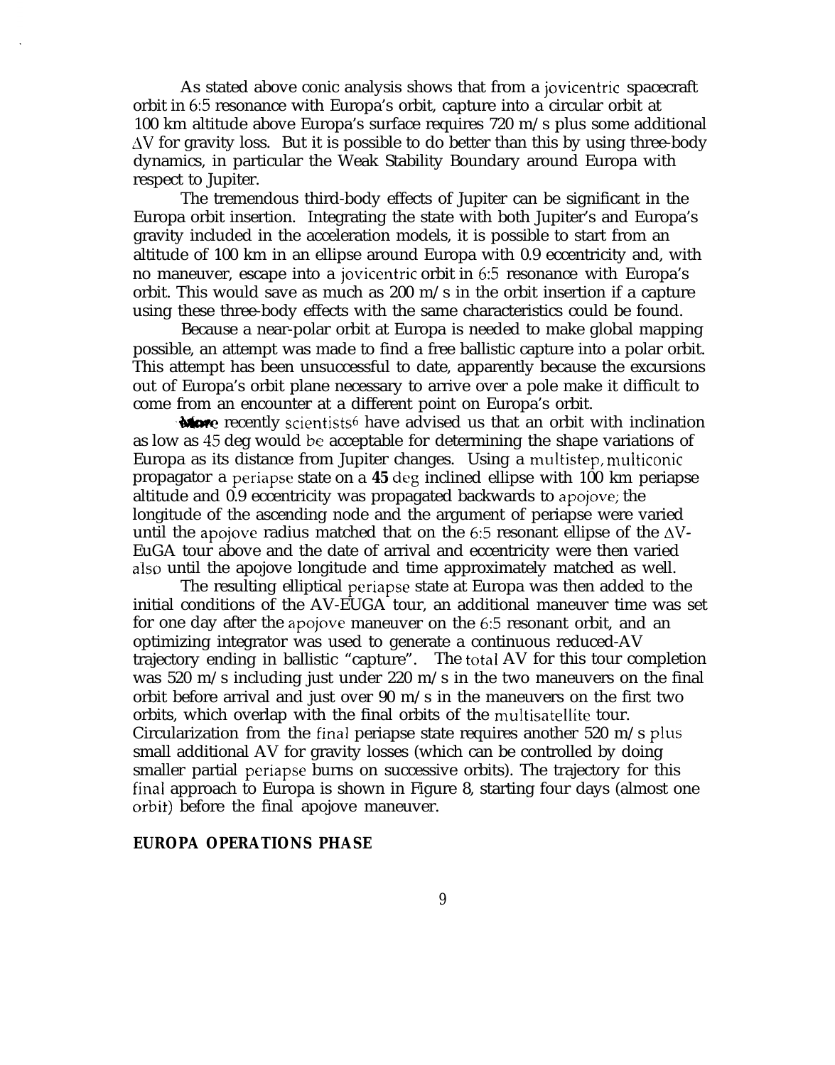As stated above conic analysis shows that from a jovicentric spacecraft orbit in 6:5 resonance with Europa's orbit, capture into a circular orbit at 100 km altitude above Europa's surface requires 720 m/s plus some additional $\Delta V$ for gravity loss. But it is possible to do better than this by using three-body dynamics, in particular the Weak Stability Boundary around Europa with respect to Jupiter.

The tremendous third-body effects of Jupiter can be significant in the Europa orbit insertion. Integrating the state with both Jupiter's and Europa's gravity included in the acceleration models, it is possible to start from an altitude of 100 km in an ellipse around Europa with 0.9 eccentricity and, with no maneuver, escape into a jovicentric orbit in 6:5 resonance with Europa's orbit. This would save as much as 200 m/s in the orbit insertion if a capture using these three-body effects with the same characteristics could be found.

Because a near-polar orbit at Europa is needed to make global mapping possible, an attempt was made to find a free ballistic capture into a polar orbit. This attempt has been unsuccessful to date, apparently because the excursions out of Europa's orbit plane necessary to arrive over a pole make it difficult to come from an encounter at a different point on Europa's orbit.

More recently scientists[6] have advised us that an orbit with inclination as low as 45 deg would be acceptable for determining the shape variations of Europa as its distance from Jupiter changes. Using a multistep, multiconic propagator a periapse state on a **45** deg inclined ellipse with 100 km periapse altitude and 0.9 eccentricity was propagated backwards to apojove; the longitude of the ascending node and the argument of periapse were varied until the apojove radius matched that on the 6:5 resonant ellipse of the $\Delta$V-EuGA tour above and the date of arrival and eccentricity were then varied also until the apojove longitude and time approximately matched as well.

The resulting elliptical periapse state at Europa was then added to the initial conditions of the ΔV-EUGA tour, an additional maneuver time was set for one day after the apojove maneuver on the 6:5 resonant orbit, and an optimizing integrator was used to generate a continuous reduced-ΔV trajectory ending in ballistic "capture". The total ΔV for this tour completion was 520 m/s including just under 220 m/s in the two maneuvers on the final orbit before arrival and just over 90 m/s in the maneuvers on the first two orbits, which overlap with the final orbits of the multisatellite tour. Circularization from the final periapse state requires another 520 m/s plus small additional ΔV for gravity losses (which can be controlled by doing smaller partial periapse burns on successive orbits). The trajectory for this final approach to Europa is shown in Figure 8, starting four days (almost one orbit) before the final apojove maneuver.

**EUROPA OPERATIONS PHASE**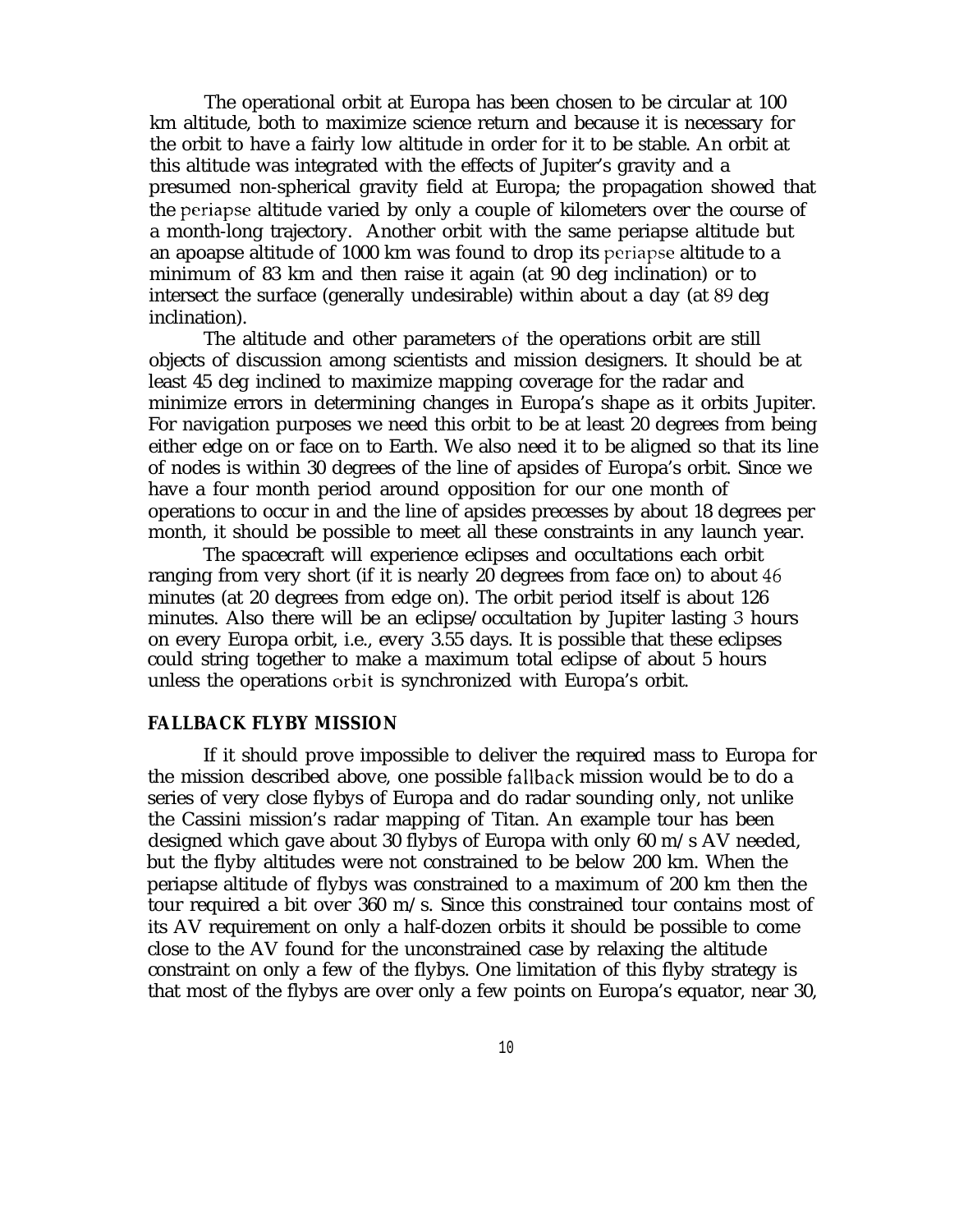The operational orbit at Europa has been chosen to be circular at 100 km altitude, both to maximize science return and because it is necessary for the orbit to have a fairly low altitude in order for it to be stable. An orbit at this altitude was integrated with the effects of Jupiter's gravity and a presumed non-spherical gravity field at Europa; the propagation showed that the periapse altitude varied by only a couple of kilometers over the course of a month-long trajectory. Another orbit with the same periapse altitude but an apoapse altitude of 1000 km was found to drop its periapse altitude to a minimum of 83 km and then raise it again (at 90 deg inclination) or to intersect the surface (generally undesirable) within about a day (at 89 deg inclination).

The altitude and other parameters of the operations orbit are still objects of discussion among scientists and mission designers. It should be at least 45 deg inclined to maximize mapping coverage for the radar and minimize errors in determining changes in Europa's shape as it orbits Jupiter. For navigation purposes we need this orbit to be at least 20 degrees from being either edge on or face on to Earth. We also need it to be aligned so that its line of nodes is within 30 degrees of the line of apsides of Europa's orbit. Since we have a four month period around opposition for our one month of operations to occur in and the line of apsides precesses by about 18 degrees per month, it should be possible to meet all these constraints in any launch year.

The spacecraft will experience eclipses and occultations each orbit ranging from very short (if it is nearly 20 degrees from face on) to about 46 minutes (at 20 degrees from edge on). The orbit period itself is about 126 minutes. Also there will be an eclipse/occultation by Jupiter lasting 3 hours on every Europa orbit, i.e., every 3.55 days. It is possible that these eclipses could string together to make a maximum total eclipse of about 5 hours unless the operations orbit is synchronized with Europa's orbit.

## FALLBACK FLYBY MISSION

If it should prove impossible to deliver the required mass to Europa for the mission described above, one possible fallback mission would be to do a series of very close flybys of Europa and do radar sounding only, not unlike the Cassini mission's radar mapping of Titan. An example tour has been designed which gave about 30 flybys of Europa with only 60 m/s ΔV needed, but the flyby altitudes were not constrained to be below 200 km. When the periapse altitude of flybys was constrained to a maximum of 200 km then the tour required a bit over 360 m/s. Since this constrained tour contains most of its ΔV requirement on only a half-dozen orbits it should be possible to come close to the ΔV found for the unconstrained case by relaxing the altitude constraint on only a few of the flybys. One limitation of this flyby strategy is that most of the flybys are over only a few points on Europa's equator, near 30,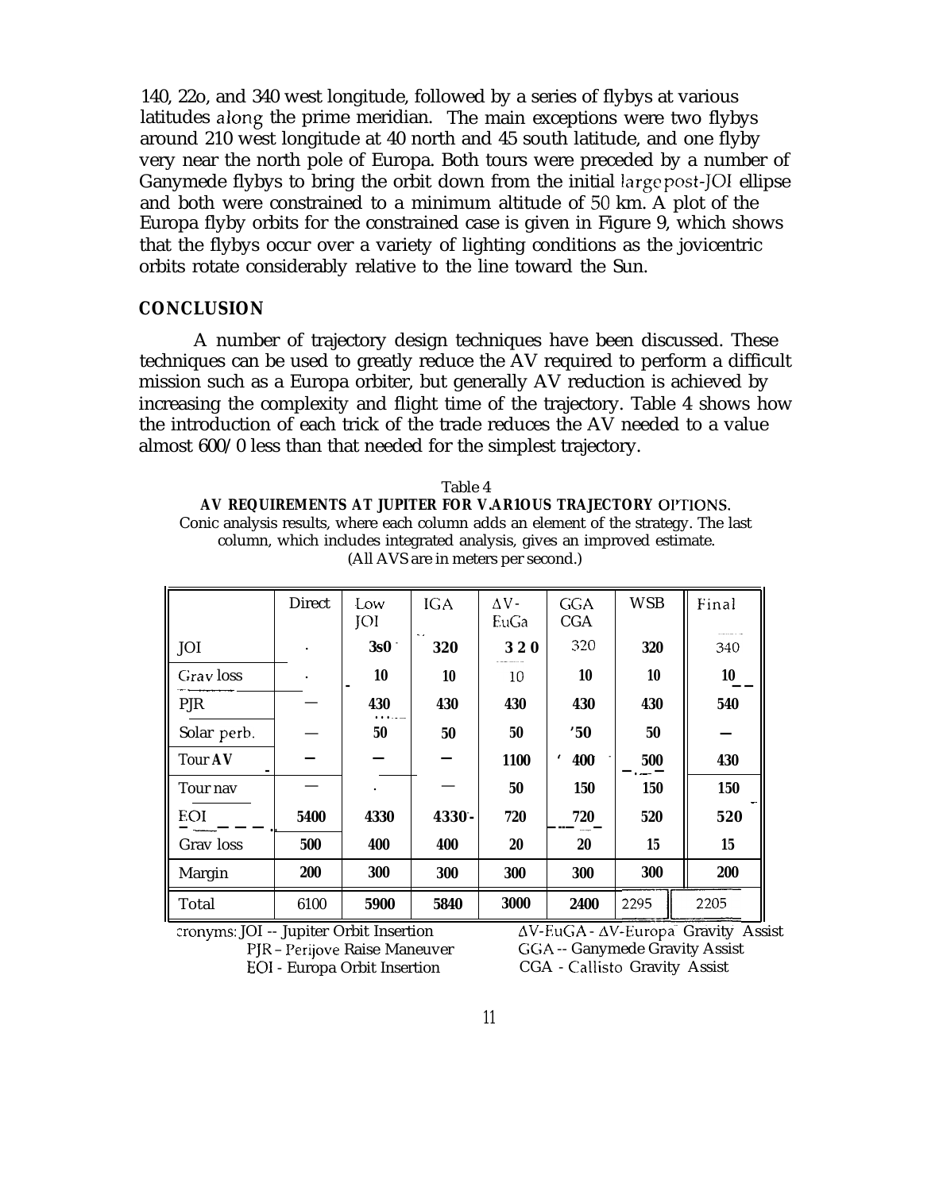140, 22o, and 340 west longitude, followed by a series of flybys at various latitudes along the prime meridian. The main exceptions were two flybys around 210 west longitude at 40 north and 45 south latitude, and one flyby very near the north pole of Europa. Both tours were preceded by a number of Ganymede flybys to bring the orbit down from the initial large post-JOI ellipse and both were constrained to a minimum altitude of 50 km. A plot of the Europa flyby orbits for the constrained case is given in Figure 9, which shows that the flybys occur over a variety of lighting conditions as the jovicentric orbits rotate considerably relative to the line toward the Sun.

## CONCLUSION

A number of trajectory design techniques have been discussed. These techniques can be used to greatly reduce the AV required to perform a difficult mission such as a Europa orbiter, but generally AV reduction is achieved by increasing the complexity and flight time of the trajectory. Table 4 shows how the introduction of each trick of the trade reduces the AV needed to a value almost 600/0 less than that needed for the simplest trajectory.

Table 4

**AV REQUIREMENTS AT JUPITER FOR VARIOUS TRAJECTORY OPTIONS.**

Conic analysis results, where each column adds an element of the strategy. The last column, which includes integrated analysis, gives an improved estimate. (All AVS are in meters per second.)

| | Direct | Low JOI | IGA | ΔV-EuGa | GGA CGA | WSB | Final |
|---|---|---|---|---|---|---|---|
| JOI | · | 3s0 | 320 | 320 | 320 | 320 | 340 |
| Grav loss | · | 10 | 10 | 10 | 10 | 10 | 10 |
| PJR | — | 430 | 430 | 430 | 430 | 430 | 540 |
| Solar perb. | — | 50 | 50 | 50 | '50 | 50 | — |
| Tour AV | — | — | — | 1100 | 400 | 500 | 430 |
| Tour nav | — | · | — | 50 | 150 | 150 | 150 |
| EOI | 5400 | 4330 | 4330 | 720 | 720 | 520 | 520 |
| Grav loss | 500 | 400 | 400 | 20 | 20 | 15 | 15 |
| Margin | 200 | 300 | 300 | 300 | 300 | 300 | 200 |
| Total | 6100 | 5900 | 5840 | 3000 | 2400 | 2295 | 2205 |

cronyms: JOI -- Jupiter Orbit Insertion
PJR – Perijove Raise Maneuver
EOI - Europa Orbit Insertion

ΔV-EuGA - ΔV-Europa Gravity Assist
GGA -- Ganymede Gravity Assist
CGA - Callisto Gravity Assist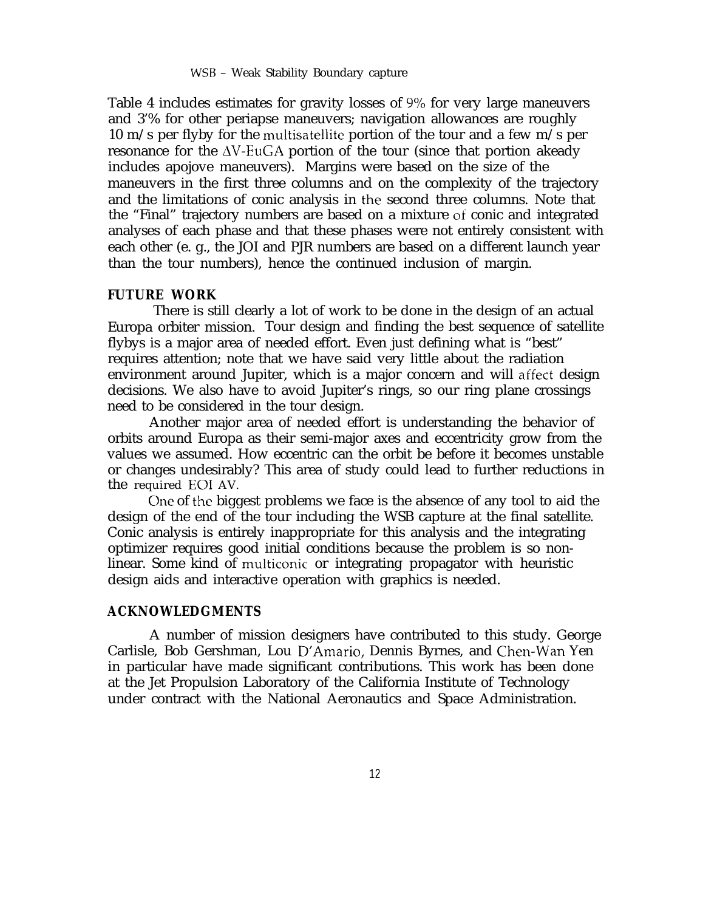WSB – Weak Stability Boundary capture

Table 4 includes estimates for gravity losses of 9% for very large maneuvers and 3'% for other periapse maneuvers; navigation allowances are roughly 10 m/s per flyby for the multisatellite portion of the tour and a few m/s per resonance for the ΔV-EuGA portion of the tour (since that portion akeady includes apojove maneuvers). Margins were based on the size of the maneuvers in the first three columns and on the complexity of the trajectory and the limitations of conic analysis in the second three columns. Note that the "Final" trajectory numbers are based on a mixture of conic and integrated analyses of each phase and that these phases were not entirely consistent with each other (e. g., the JOI and PJR numbers are based on a different launch year than the tour numbers), hence the continued inclusion of margin.

## FUTURE WORK

There is still clearly a lot of work to be done in the design of an actual Europa orbiter mission. Tour design and finding the best sequence of satellite flybys is a major area of needed effort. Even just defining what is "best" requires attention; note that we have said very little about the radiation environment around Jupiter, which is a major concern and will affect design decisions. We also have to avoid Jupiter's rings, so our ring plane crossings need to be considered in the tour design.

Another major area of needed effort is understanding the behavior of orbits around Europa as their semi-major axes and eccentricity grow from the values we assumed. How eccentric can the orbit be before it becomes unstable or changes undesirably? This area of study could lead to further reductions in the required EOI ΔV.

One of the biggest problems we face is the absence of any tool to aid the design of the end of the tour including the WSB capture at the final satellite. Conic analysis is entirely inappropriate for this analysis and the integrating optimizer requires good initial conditions because the problem is so non-linear. Some kind of multiconic or integrating propagator with heuristic design aids and interactive operation with graphics is needed.

## ACKNOWLEDGMENTS

A number of mission designers have contributed to this study. George Carlisle, Bob Gershman, Lou D'Amario, Dennis Byrnes, and Chen-Wan Yen in particular have made significant contributions. This work has been done at the Jet Propulsion Laboratory of the California Institute of Technology under contract with the National Aeronautics and Space Administration.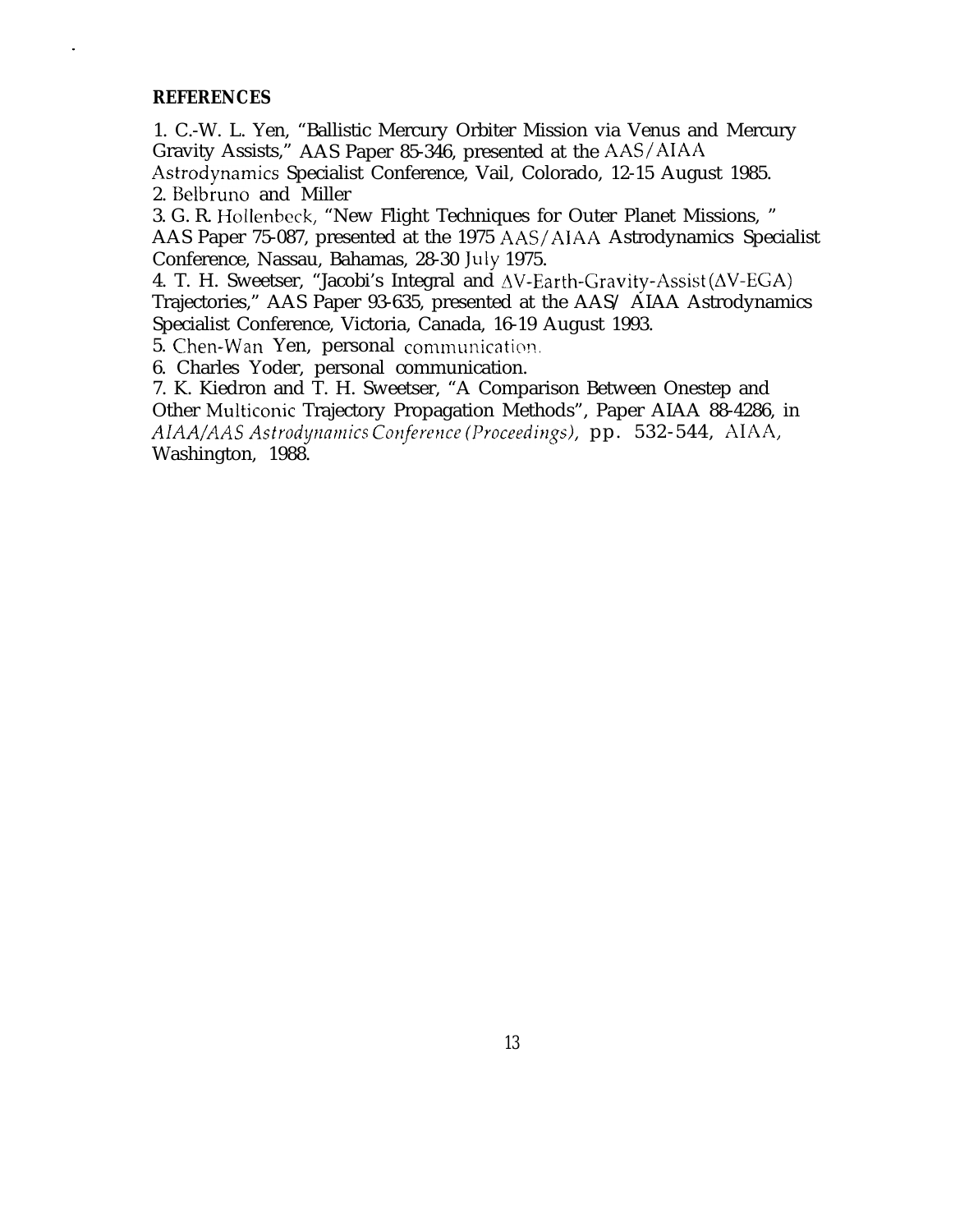**REFERENCES**

1. C.-W. L. Yen, "Ballistic Mercury Orbiter Mission via Venus and Mercury Gravity Assists," AAS Paper 85-346, presented at the AAS/AIAA Astrodynamics Specialist Conference, Vail, Colorado, 12-15 August 1985.
2. Belbruno and Miller
3. G. R. Hollenbeck, "New Flight Techniques for Outer Planet Missions, " AAS Paper 75-087, presented at the 1975 AAS/AIAA Astrodynamics Specialist Conference, Nassau, Bahamas, 28-30 July 1975.
4. T. H. Sweetser, "Jacobi's Integral and $\Delta$V-Earth-Gravity-Assist ($\Delta$V-EGA) Trajectories," AAS Paper 93-635, presented at the AAS/ AIAA Astrodynamics Specialist Conference, Victoria, Canada, 16-19 August 1993.
5. Chen-Wan Yen, personal communication.
6. Charles Yoder, personal communication.
7. K. Kiedron and T. H. Sweetser, "A Comparison Between Onestep and Other Multiconic Trajectory Propagation Methods", Paper AIAA 88-4286, in *AIAA/AAS Astrodynamics Conference (Proceedings)*, pp. 532-544, AIAA, Washington, 1988.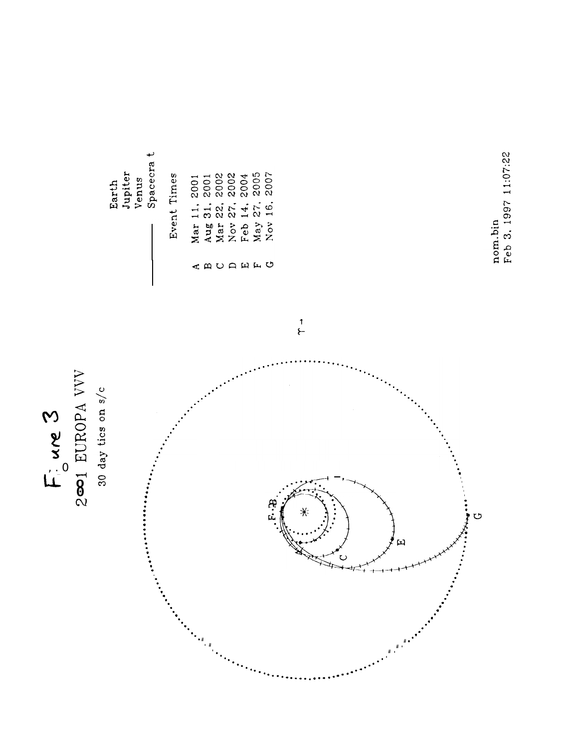# Figure 3

2001 EUROPA VVV

30 day tics on s/c

Earth
Jupiter
Venus
Spacecraft

Event Times

A Mar 11, 2001
B Aug 31, 2001
C Mar 22, 2002
D Nov 27, 2002
E Feb 14, 2004
F May 27, 2005
G Nov 16, 2007

nom.bin
Feb 3, 1997 11:07:22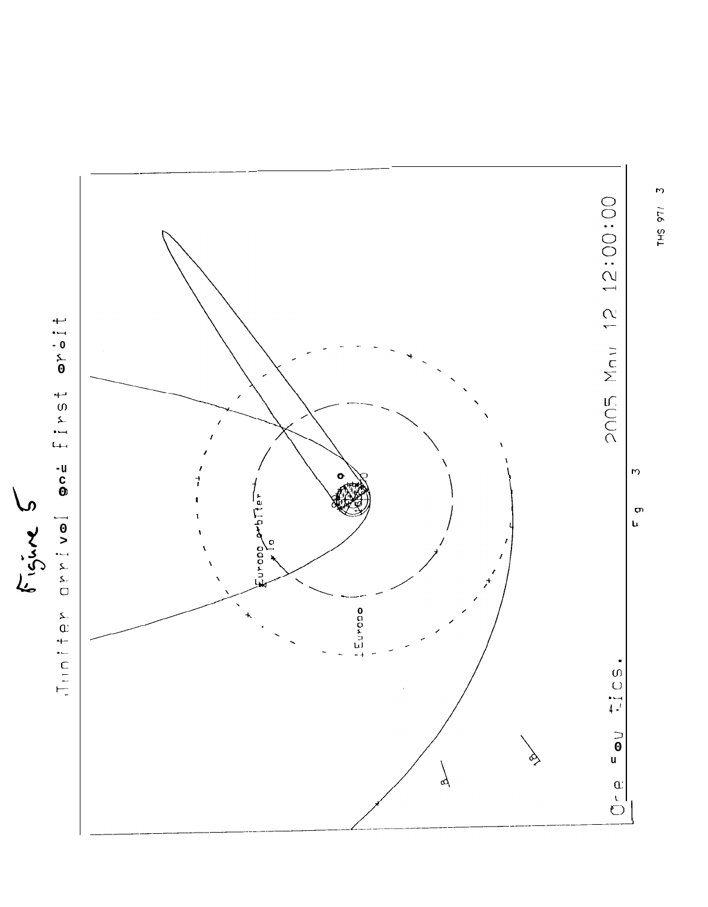Figure 5

Jupiter arrival and first orbit

2005 May 12 12:00:00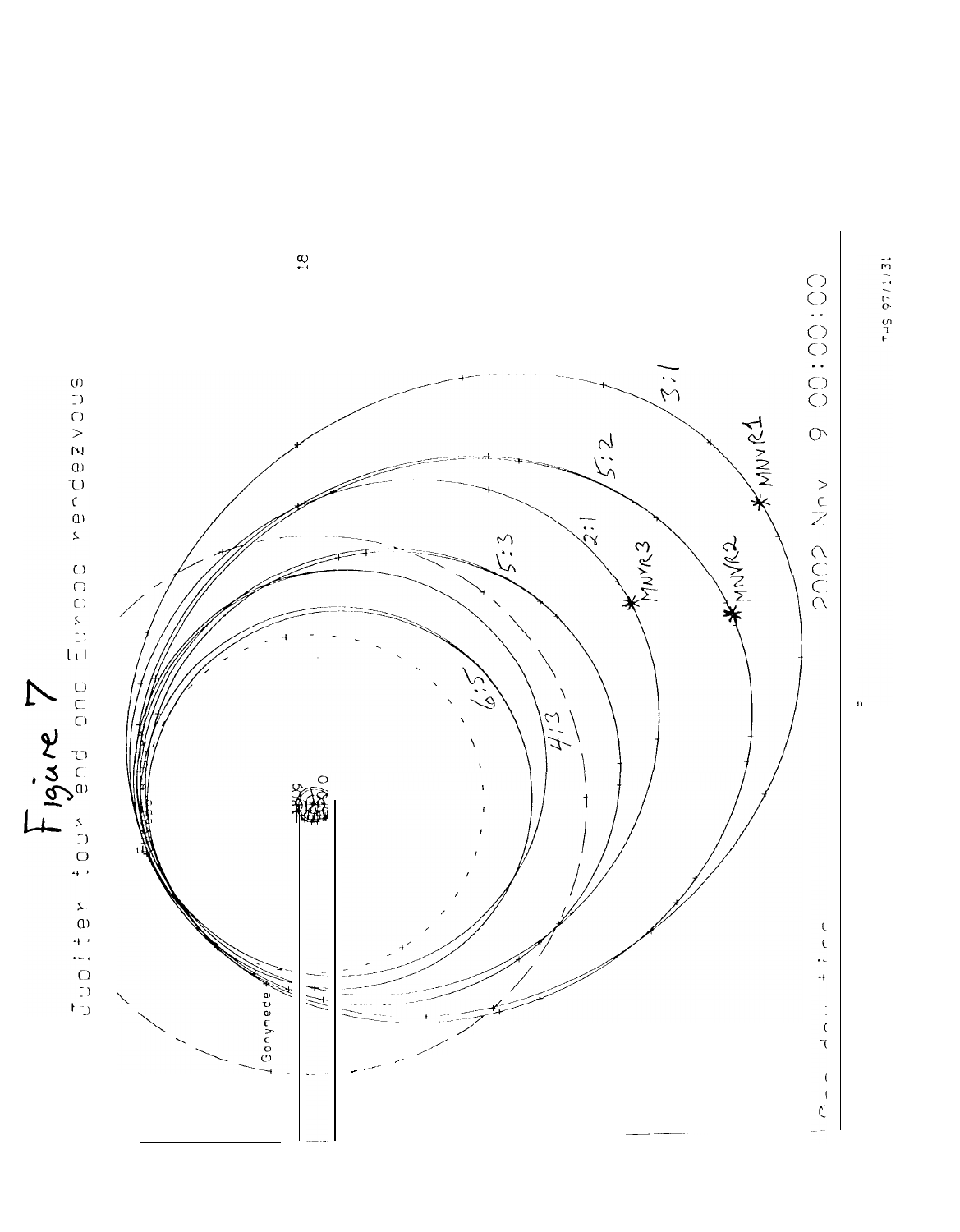# Figure 7

Jupiter tour end and Europa rendezvous

2002 Nov 9 00:00:00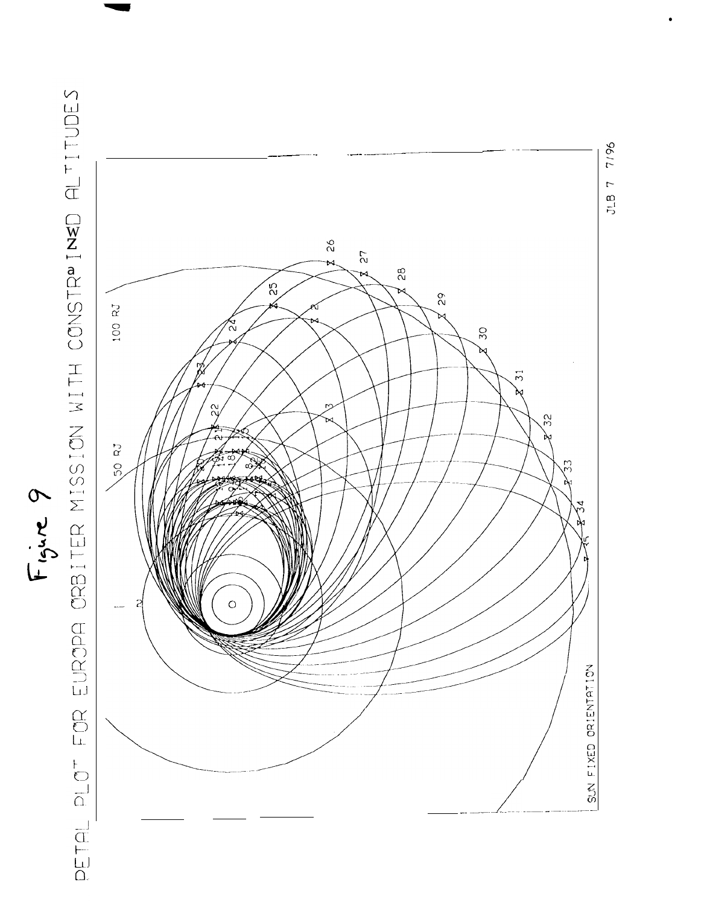Figure 9

DETAIL PLOT FOR EUROPA ORBITER MISSION WITH CONSTRAINED ALTITUDES

100 RJ

50 RJ

2

3

22

23

24

25

26

27

28

29

30

31

32

33

34

35

SUN FIXED ORIENTATION

JLB 7 7/96